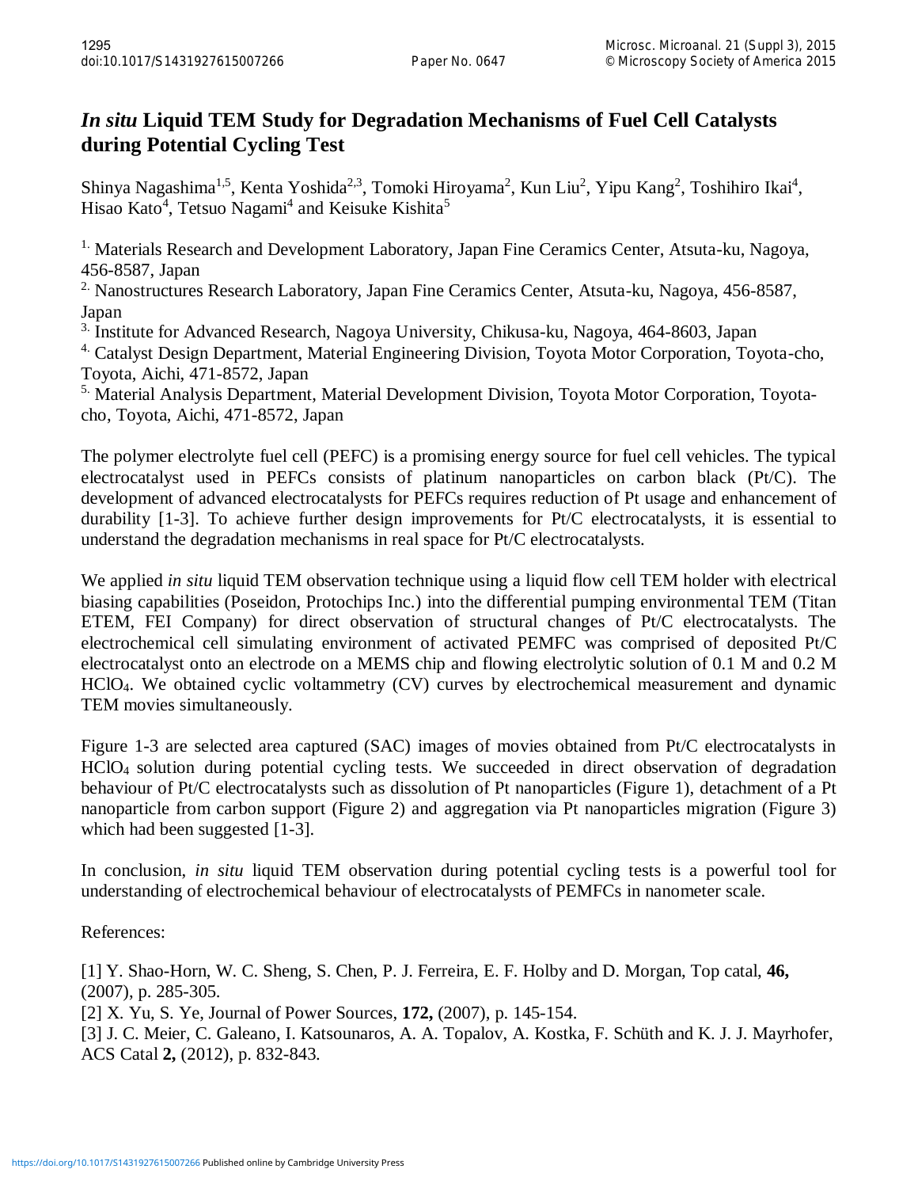# *In situ* Liquid TEM Study for Degradation Mechanisms of Fuel Cell Catalysts during Potential Cycling Test

Shinya Nagashima[1,5], Kenta Yoshida[2,3], Tomoki Hiroyama[2], Kun Liu[2], Yipu Kang[2], Toshihiro Ikai[4], Hisao Kato[4], Tetsuo Nagami[4] and Keisuke Kishita[5]

[1.] Materials Research and Development Laboratory, Japan Fine Ceramics Center, Atsuta-ku, Nagoya, 456-8587, Japan

[2.] Nanostructures Research Laboratory, Japan Fine Ceramics Center, Atsuta-ku, Nagoya, 456-8587, Japan

[3.] Institute for Advanced Research, Nagoya University, Chikusa-ku, Nagoya, 464-8603, Japan

[4.] Catalyst Design Department, Material Engineering Division, Toyota Motor Corporation, Toyota-cho, Toyota, Aichi, 471-8572, Japan

[5.] Material Analysis Department, Material Development Division, Toyota Motor Corporation, Toyota-cho, Toyota, Aichi, 471-8572, Japan

The polymer electrolyte fuel cell (PEFC) is a promising energy source for fuel cell vehicles. The typical electrocatalyst used in PEFCs consists of platinum nanoparticles on carbon black (Pt/C). The development of advanced electrocatalysts for PEFCs requires reduction of Pt usage and enhancement of durability [1-3]. To achieve further design improvements for Pt/C electrocatalysts, it is essential to understand the degradation mechanisms in real space for Pt/C electrocatalysts.

We applied *in situ* liquid TEM observation technique using a liquid flow cell TEM holder with electrical biasing capabilities (Poseidon, Protochips Inc.) into the differential pumping environmental TEM (Titan ETEM, FEI Company) for direct observation of structural changes of Pt/C electrocatalysts. The electrochemical cell simulating environment of activated PEMFC was comprised of deposited Pt/C electrocatalyst onto an electrode on a MEMS chip and flowing electrolytic solution of 0.1 M and 0.2 M $HClO_4$. We obtained cyclic voltammetry (CV) curves by electrochemical measurement and dynamic TEM movies simultaneously.

Figure 1-3 are selected area captured (SAC) images of movies obtained from Pt/C electrocatalysts in $HClO_4$ solution during potential cycling tests. We succeeded in direct observation of degradation behaviour of Pt/C electrocatalysts such as dissolution of Pt nanoparticles (Figure 1), detachment of a Pt nanoparticle from carbon support (Figure 2) and aggregation via Pt nanoparticles migration (Figure 3) which had been suggested [1-3].

In conclusion, *in situ* liquid TEM observation during potential cycling tests is a powerful tool for understanding of electrochemical behaviour of electrocatalysts of PEMFCs in nanometer scale.

References:

[1] Y. Shao-Horn, W. C. Sheng, S. Chen, P. J. Ferreira, E. F. Holby and D. Morgan, Top catal, **46,** (2007), p. 285-305.

[2] X. Yu, S. Ye, Journal of Power Sources, **172,** (2007), p. 145-154.

[3] J. C. Meier, C. Galeano, I. Katsounaros, A. A. Topalov, A. Kostka, F. Schüth and K. J. J. Mayrhofer, ACS Catal **2,** (2012), p. 832-843.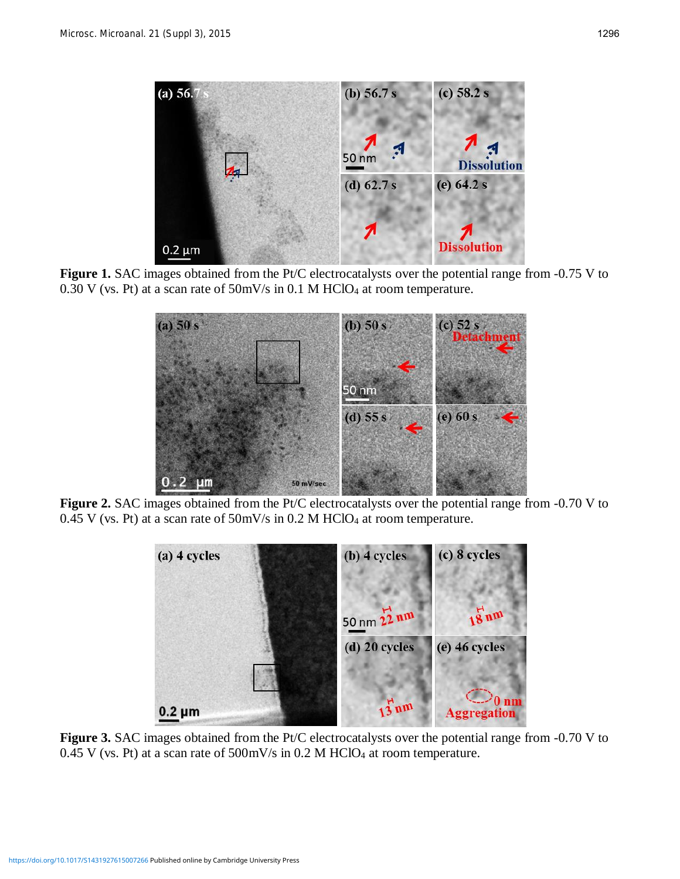**Figure 1.** SAC images obtained from the Pt/C electrocatalysts over the potential range from -0.75 V to 0.30 V (vs. Pt) at a scan rate of 50mV/s in 0.1 M $HClO_4$ at room temperature.

**Figure 2.** SAC images obtained from the Pt/C electrocatalysts over the potential range from -0.70 V to 0.45 V (vs. Pt) at a scan rate of 50mV/s in 0.2 M $HClO_4$ at room temperature.

**Figure 3.** SAC images obtained from the Pt/C electrocatalysts over the potential range from -0.70 V to 0.45 V (vs. Pt) at a scan rate of 500mV/s in 0.2 M $HClO_4$ at room temperature.

https://doi.org/10.1017/S1431927615007266 Published online by Cambridge University Press